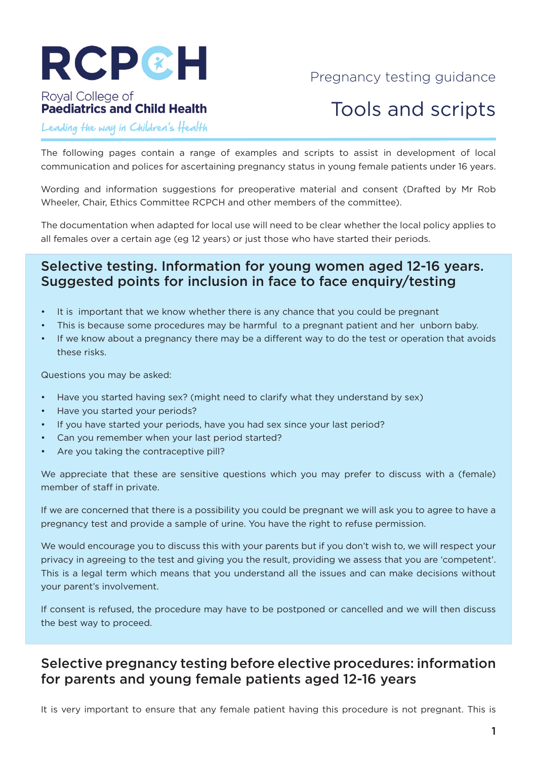RCPCH

Royal College of Paediatrics and Child Health

Leading the way in Children's Health

Pregnancy testing guidance

# Tools and scripts

The following pages contain a range of examples and scripts to assist in development of local communication and polices for ascertaining pregnancy status in young female patients under 16 years.

Wording and information suggestions for preoperative material and consent (Drafted by Mr Rob Wheeler, Chair, Ethics Committee RCPCH and other members of the committee).

The documentation when adapted for local use will need to be clear whether the local policy applies to all females over a certain age (eg 12 years) or just those who have started their periods.

## Selective testing. Information for young women aged 12-16 years. Suggested points for inclusion in face to face enquiry/testing

- It is important that we know whether there is any chance that you could be pregnant
- This is because some procedures may be harmful to a pregnant patient and her unborn baby.
- If we know about a pregnancy there may be a different way to do the test or operation that avoids these risks.

Questions you may be asked:

- Have you started having sex? (might need to clarify what they understand by sex)
- Have you started your periods?
- If you have started your periods, have you had sex since your last period?
- Can you remember when your last period started?
- Are you taking the contraceptive pill?

We appreciate that these are sensitive questions which you may prefer to discuss with a (female) member of staff in private.

If we are concerned that there is a possibility you could be pregnant we will ask you to agree to have a pregnancy test and provide a sample of urine. You have the right to refuse permission.

We would encourage you to discuss this with your parents but if you don't wish to, we will respect your privacy in agreeing to the test and giving you the result, providing we assess that you are 'competent'. This is a legal term which means that you understand all the issues and can make decisions without your parent's involvement.

If consent is refused, the procedure may have to be postponed or cancelled and we will then discuss the best way to proceed.

## Selective pregnancy testing before elective procedures: information for parents and young female patients aged 12-16 years

It is very important to ensure that any female patient having this procedure is not pregnant. This is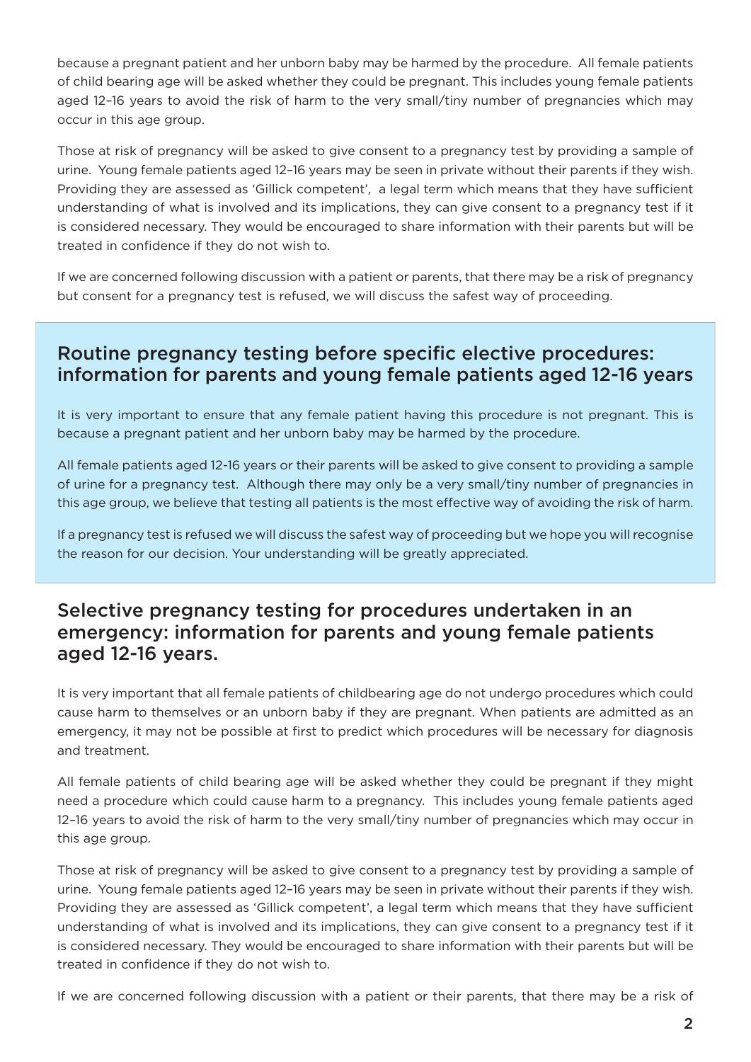because a pregnant patient and her unborn baby may be harmed by the procedure. All female patients of child bearing age will be asked whether they could be pregnant. This includes young female patients aged 12–16 years to avoid the risk of harm to the very small/tiny number of pregnancies which may occur in this age group.

Those at risk of pregnancy will be asked to give consent to a pregnancy test by providing a sample of urine. Young female patients aged 12–16 years may be seen in private without their parents if they wish. Providing they are assessed as 'Gillick competent', a legal term which means that they have sufficient understanding of what is involved and its implications, they can give consent to a pregnancy test if it is considered necessary. They would be encouraged to share information with their parents but will be treated in confidence if they do not wish to.

If we are concerned following discussion with a patient or parents, that there may be a risk of pregnancy but consent for a pregnancy test is refused, we will discuss the safest way of proceeding.

## Routine pregnancy testing before specific elective procedures: information for parents and young female patients aged 12-16 years

It is very important to ensure that any female patient having this procedure is not pregnant. This is because a pregnant patient and her unborn baby may be harmed by the procedure.

All female patients aged 12-16 years or their parents will be asked to give consent to providing a sample of urine for a pregnancy test. Although there may only be a very small/tiny number of pregnancies in this age group, we believe that testing all patients is the most effective way of avoiding the risk of harm.

If a pregnancy test is refused we will discuss the safest way of proceeding but we hope you will recognise the reason for our decision. Your understanding will be greatly appreciated.

## Selective pregnancy testing for procedures undertaken in an emergency: information for parents and young female patients aged 12-16 years.

It is very important that all female patients of childbearing age do not undergo procedures which could cause harm to themselves or an unborn baby if they are pregnant. When patients are admitted as an emergency, it may not be possible at first to predict which procedures will be necessary for diagnosis and treatment.

All female patients of child bearing age will be asked whether they could be pregnant if they might need a procedure which could cause harm to a pregnancy. This includes young female patients aged 12–16 years to avoid the risk of harm to the very small/tiny number of pregnancies which may occur in this age group.

Those at risk of pregnancy will be asked to give consent to a pregnancy test by providing a sample of urine. Young female patients aged 12–16 years may be seen in private without their parents if they wish. Providing they are assessed as 'Gillick competent', a legal term which means that they have sufficient understanding of what is involved and its implications, they can give consent to a pregnancy test if it is considered necessary. They would be encouraged to share information with their parents but will be treated in confidence if they do not wish to.

If we are concerned following discussion with a patient or their parents, that there may be a risk of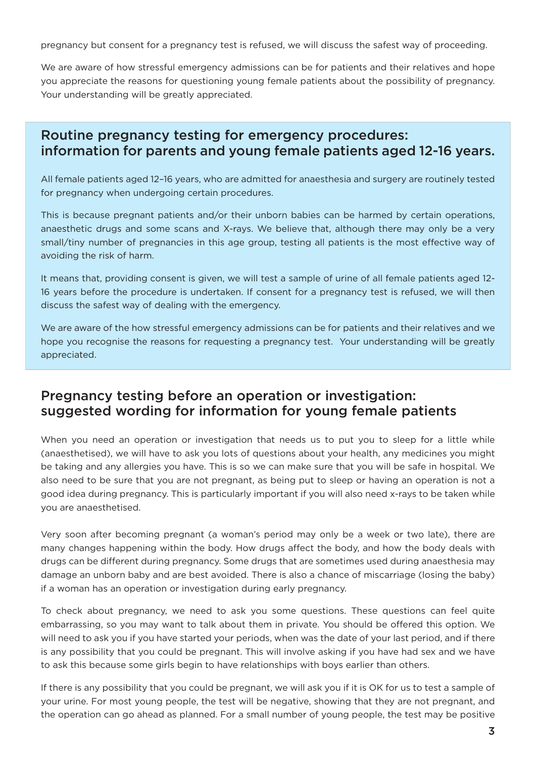pregnancy but consent for a pregnancy test is refused, we will discuss the safest way of proceeding.

We are aware of how stressful emergency admissions can be for patients and their relatives and hope you appreciate the reasons for questioning young female patients about the possibility of pregnancy. Your understanding will be greatly appreciated.

## Routine pregnancy testing for emergency procedures: information for parents and young female patients aged 12-16 years.

All female patients aged 12–16 years, who are admitted for anaesthesia and surgery are routinely tested for pregnancy when undergoing certain procedures.

This is because pregnant patients and/or their unborn babies can be harmed by certain operations, anaesthetic drugs and some scans and X-rays. We believe that, although there may only be a very small/tiny number of pregnancies in this age group, testing all patients is the most effective way of avoiding the risk of harm.

It means that, providing consent is given, we will test a sample of urine of all female patients aged 12-16 years before the procedure is undertaken. If consent for a pregnancy test is refused, we will then discuss the safest way of dealing with the emergency.

We are aware of the how stressful emergency admissions can be for patients and their relatives and we hope you recognise the reasons for requesting a pregnancy test. Your understanding will be greatly appreciated.

## Pregnancy testing before an operation or investigation: suggested wording for information for young female patients

When you need an operation or investigation that needs us to put you to sleep for a little while (anaesthetised), we will have to ask you lots of questions about your health, any medicines you might be taking and any allergies you have. This is so we can make sure that you will be safe in hospital. We also need to be sure that you are not pregnant, as being put to sleep or having an operation is not a good idea during pregnancy. This is particularly important if you will also need x-rays to be taken while you are anaesthetised.

Very soon after becoming pregnant (a woman's period may only be a week or two late), there are many changes happening within the body. How drugs affect the body, and how the body deals with drugs can be different during pregnancy. Some drugs that are sometimes used during anaesthesia may damage an unborn baby and are best avoided. There is also a chance of miscarriage (losing the baby) if a woman has an operation or investigation during early pregnancy.

To check about pregnancy, we need to ask you some questions. These questions can feel quite embarrassing, so you may want to talk about them in private. You should be offered this option. We will need to ask you if you have started your periods, when was the date of your last period, and if there is any possibility that you could be pregnant. This will involve asking if you have had sex and we have to ask this because some girls begin to have relationships with boys earlier than others.

If there is any possibility that you could be pregnant, we will ask you if it is OK for us to test a sample of your urine. For most young people, the test will be negative, showing that they are not pregnant, and the operation can go ahead as planned. For a small number of young people, the test may be positive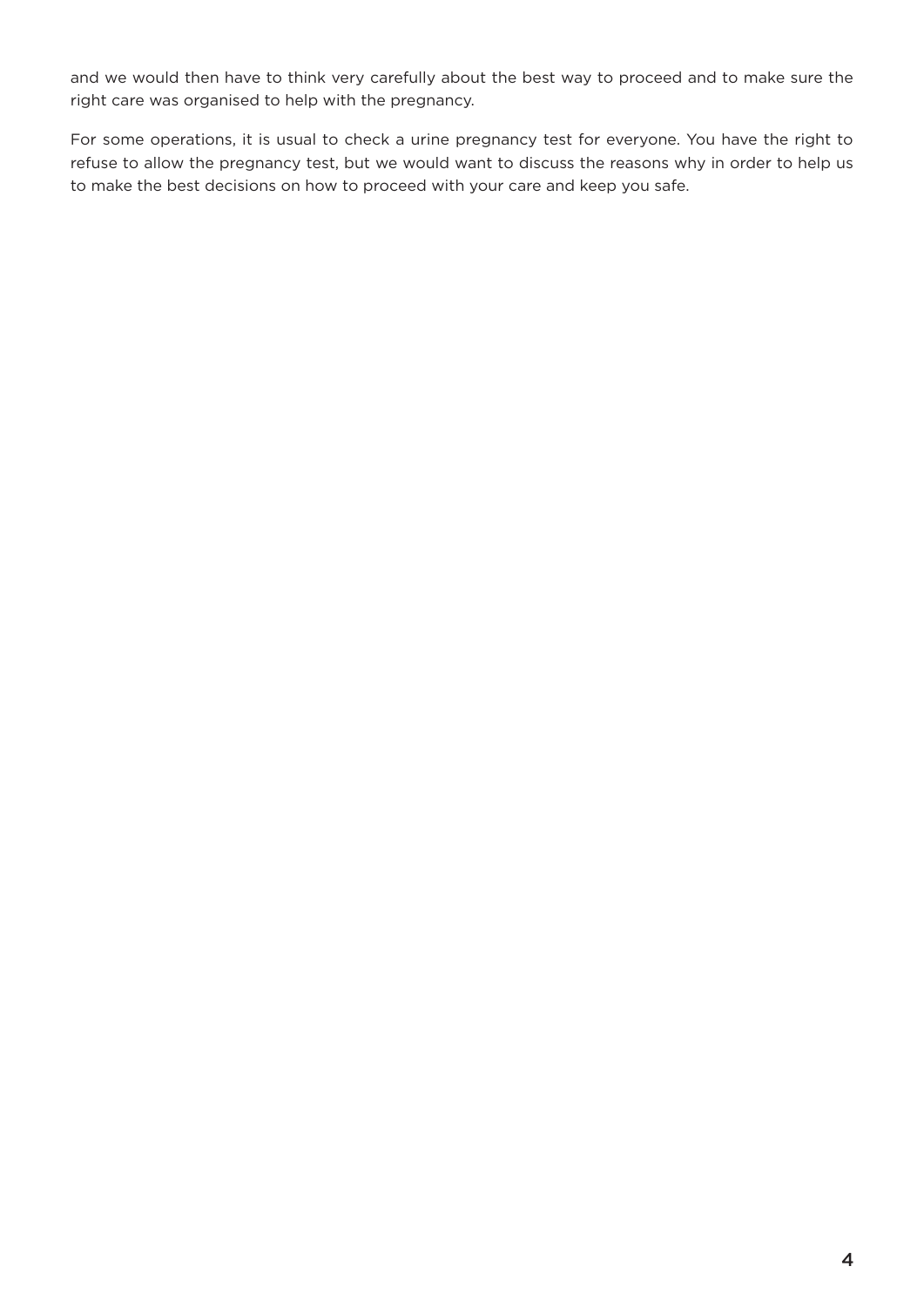and we would then have to think very carefully about the best way to proceed and to make sure the right care was organised to help with the pregnancy.

For some operations, it is usual to check a urine pregnancy test for everyone. You have the right to refuse to allow the pregnancy test, but we would want to discuss the reasons why in order to help us to make the best decisions on how to proceed with your care and keep you safe.